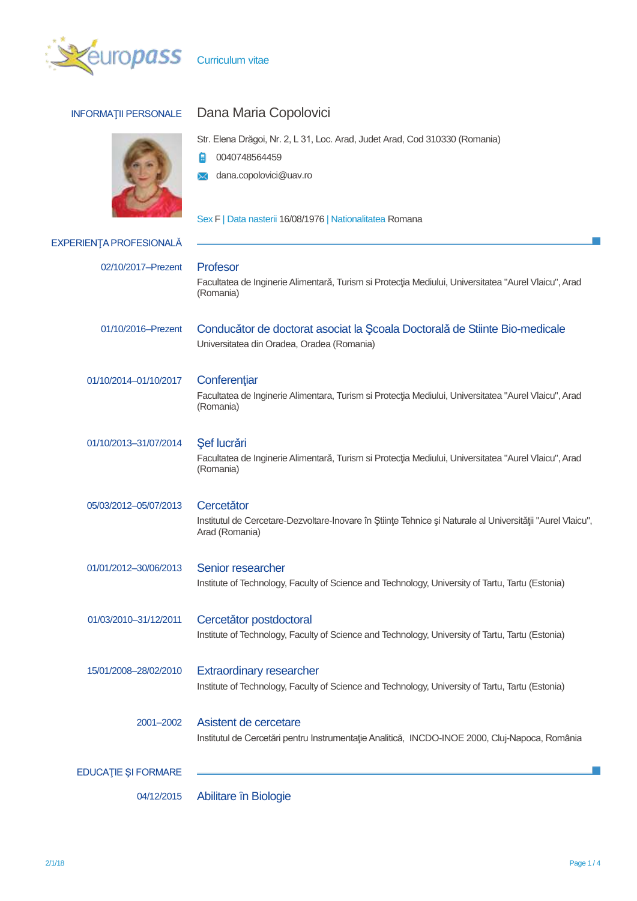Curriculum vitae

## INFORMAŢII PERSONALE

# Dana Maria Copolovici

Str. Elena Drăgoi, Nr. 2, L 31, Loc. Arad, Judet Arad, Cod 310330 (Romania)

0040748564459

dana.copolovici@uav.ro

Sex F | Data nasterii 16/08/1976 | Nationalitatea Romana

## EXPERIENŢA PROFESIONALĂ

02/10/2017–Prezent

### Profesor

Facultatea de Inginerie Alimentară, Turism si Protecţia Mediului, Universitatea "Aurel Vlaicu", Arad (Romania)

01/10/2016–Prezent

### Conducător de doctorat asociat la Şcoala Doctorală de Stiinte Bio-medicale

Universitatea din Oradea, Oradea (Romania)

01/10/2014–01/10/2017

### Conferenţiar

Facultatea de Inginerie Alimentara, Turism si Protecţia Mediului, Universitatea "Aurel Vlaicu", Arad (Romania)

01/10/2013–31/07/2014

### Şef lucrări

Facultatea de Inginerie Alimentară, Turism si Protecţia Mediului, Universitatea "Aurel Vlaicu", Arad (Romania)

05/03/2012–05/07/2013

### Cercetător

Institutul de Cercetare-Dezvoltare-Inovare în Ştiinţe Tehnice şi Naturale al Universităţii "Aurel Vlaicu", Arad (Romania)

01/01/2012–30/06/2013

### Senior researcher

Institute of Technology, Faculty of Science and Technology, University of Tartu, Tartu (Estonia)

01/03/2010–31/12/2011

### Cercetător postdoctoral

Institute of Technology, Faculty of Science and Technology, University of Tartu, Tartu (Estonia)

15/01/2008–28/02/2010

### Extraordinary researcher

Institute of Technology, Faculty of Science and Technology, University of Tartu, Tartu (Estonia)

2001–2002

### Asistent de cercetare

Institutul de Cercetări pentru Instrumentaţie Analitică, INCDO-INOE 2000, Cluj-Napoca, România

## EDUCAŢIE ŞI FORMARE

04/12/2015

### Abilitare în Biologie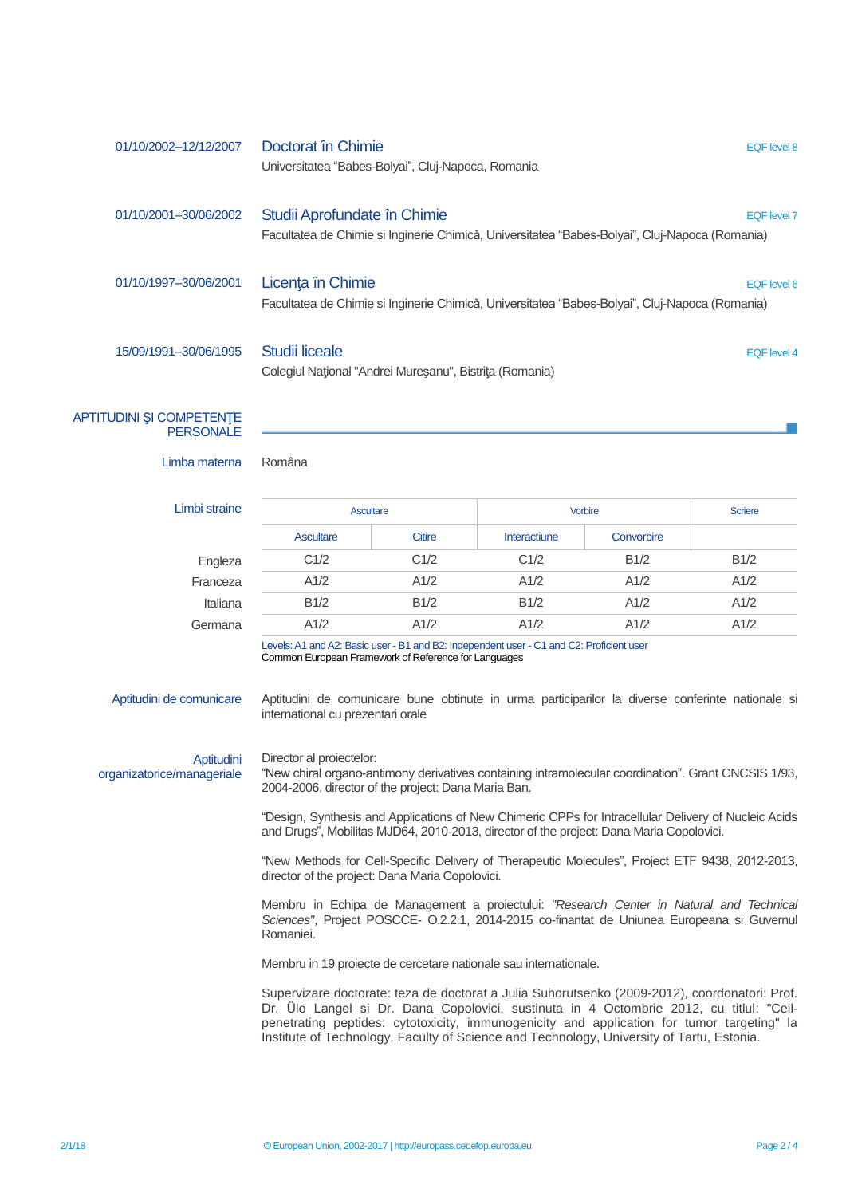01/10/2002–12/12/2007

### Doctorat în Chimie

EQF level 8

Universitatea “Babes-Bolyai”, Cluj-Napoca, Romania

01/10/2001–30/06/2002

### Studii Aprofundate în Chimie

EQF level 7

Facultatea de Chimie si Inginerie Chimică, Universitatea “Babes-Bolyai”, Cluj-Napoca (Romania)

01/10/1997–30/06/2001

### Licenţa în Chimie

EQF level 6

Facultatea de Chimie si Inginerie Chimică, Universitatea “Babes-Bolyai”, Cluj-Napoca (Romania)

15/09/1991–30/06/1995

### Studii liceale

EQF level 4

Colegiul Naţional "Andrei Mureşanu", Bistriţa (Romania)

## APTITUDINI ŞI COMPETENŢE PERSONALE

**Limba materna**: Româna

**Limbi straine**

| | Ascultare | | Vorbire | | Scriere |
|---|---|---|---|---|---|
| | Ascultare | Citire | Interactiune | Convorbire | |
| Engleza | C1/2 | C1/2 | C1/2 | B1/2 | B1/2 |
| Franceza | A1/2 | A1/2 | A1/2 | A1/2 | A1/2 |
| Italiana | B1/2 | B1/2 | B1/2 | A1/2 | A1/2 |
| Germana | A1/2 | A1/2 | A1/2 | A1/2 | A1/2 |

Levels: A1 and A2: Basic user - B1 and B2: Independent user - C1 and C2: Proficient user
Common European Framework of Reference for Languages

**Aptitudini de comunicare**

Aptitudini de comunicare bune obtinute in urma participarilor la diverse conferinte nationale si international cu prezentari orale

**Aptitudini organizatorice/manageriale**

Director al proiectelor:
“New chiral organo-antimony derivatives containing intramolecular coordination”. Grant CNCSIS 1/93, 2004-2006, director of the project: Dana Maria Ban.

“Design, Synthesis and Applications of New Chimeric CPPs for Intracellular Delivery of Nucleic Acids and Drugs”, Mobilitas MJD64, 2010-2013, director of the project: Dana Maria Copolovici.

“New Methods for Cell-Specific Delivery of Therapeutic Molecules”, Project ETF 9438, 2012-2013, director of the project: Dana Maria Copolovici.

Membru in Echipa de Management a proiectului: *"Research Center in Natural and Technical Sciences"*, Project POSCCE- O.2.2.1, 2014-2015 co-finantat de Uniunea Europeana si Guvernul Romaniei.

Membru in 19 proiecte de cercetare nationale sau internationale.

Supervizare doctorate: teza de doctorat a Julia Suhorutsenko (2009-2012), coordonatori: Prof. Dr. Ülo Langel si Dr. Dana Copolovici, sustinuta in 4 Octombrie 2012, cu titlul: "Cell-penetrating peptides: cytotoxicity, immunogenicity and application for tumor targeting" la Institute of Technology, Faculty of Science and Technology, University of Tartu, Estonia.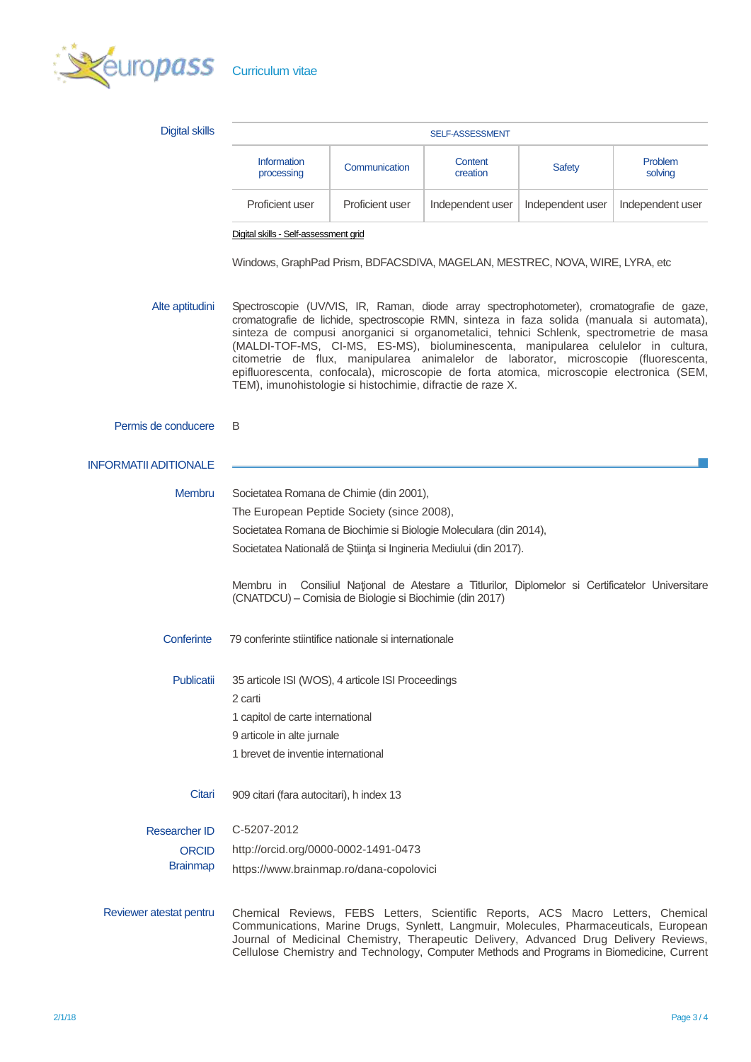**Digital skills**

| SELF-ASSESSMENT | | | | |
|---|---|---|---|---|
| Information processing | Communication | Content creation | Safety | Problem solving |
| Proficient user | Proficient user | Independent user | Independent user | Independent user |

Digital skills - Self-assessment grid

Windows, GraphPad Prism, BDFACSDIVA, MAGELAN, MESTREC, NOVA, WIRE, LYRA, etc

**Alte aptitudini**

Spectroscopie (UV/VIS, IR, Raman, diode array spectrophotometer), cromatografie de gaze, cromatografie de lichide, spectroscopie RMN, sinteza in faza solida (manuala si automata), sinteza de compusi anorganici si organometalici, tehnici Schlenk, spectrometrie de masa (MALDI-TOF-MS, CI-MS, ES-MS), bioluminescenta, manipularea celulelor in cultura, citometrie de flux, manipularea animalelor de laborator, microscopie (fluorescenta, epifluorescenta, confocala), microscopie de forta atomica, microscopie electronica (SEM, TEM), imunohistologie si histochimie, difractie de raze X.

**Permis de conducere**

B

## INFORMATII ADITIONALE

**Membru**

Societatea Romana de Chimie (din 2001),

The European Peptide Society (since 2008),

Societatea Romana de Biochimie si Biologie Moleculara (din 2014),

Societatea Natională de Ştiinţa si Ingineria Mediului (din 2017).

Membru in Consiliul Naţional de Atestare a Titlurilor, Diplomelor si Certificatelor Universitare (CNATDCU) – Comisia de Biologie si Biochimie (din 2017)

**Conferinte**

79 conferinte stiintifice nationale si internationale

**Publicatii**

35 articole ISI (WOS), 4 articole ISI Proceedings

2 carti

1 capitol de carte international

9 articole in alte jurnale

1 brevet de inventie international

**Citari**

909 citari (fara autocitari), h index 13

**Researcher ID**

C-5207-2012

**ORCID**

http://orcid.org/0000-0002-1491-0473

**Brainmap**

https://www.brainmap.ro/dana-copolovici

**Reviewer atestat pentru**

Chemical Reviews, FEBS Letters, Scientific Reports, ACS Macro Letters, Chemical Communications, Marine Drugs, Synlett, Langmuir, Molecules, Pharmaceuticals, European Journal of Medicinal Chemistry, Therapeutic Delivery, Advanced Drug Delivery Reviews, Cellulose Chemistry and Technology, Computer Methods and Programs in Biomedicine, Current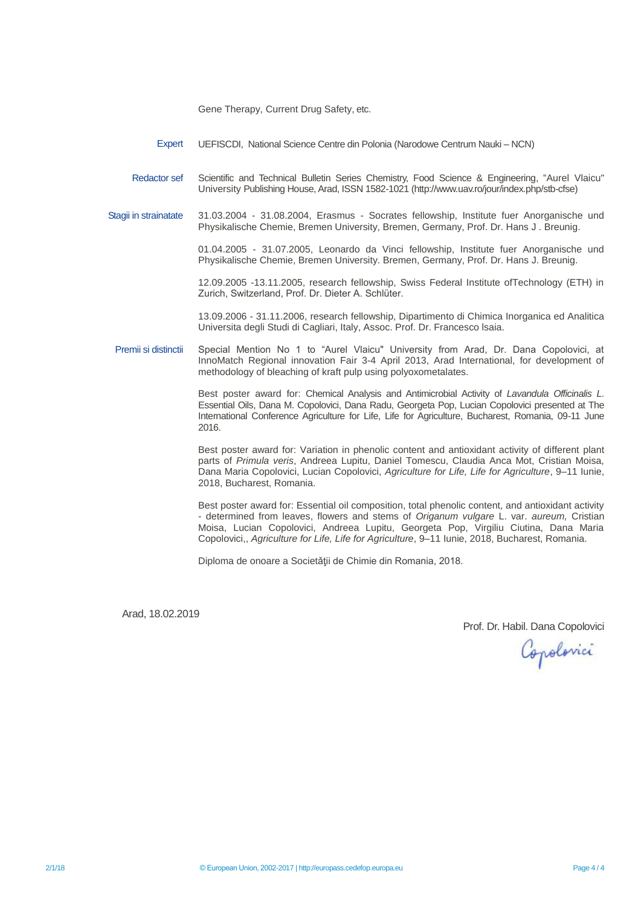Gene Therapy, Current Drug Safety, etc.

**Expert**

UEFISCDI, National Science Centre din Polonia (Narodowe Centrum Nauki – NCN)

**Redactor sef**

Scientific and Technical Bulletin Series Chemistry, Food Science & Engineering, “Aurel Vlaicu" University Publishing House, Arad, ISSN 1582-1021 (http://www.uav.ro/jour/index.php/stb-cfse)

**Stagii in strainatate**

31.03.2004 - 31.08.2004, Erasmus - Socrates fellowship, Institute fuer Anorganische und Physikalische Chemie, Bremen University, Bremen, Germany, Prof. Dr. Hans J . Breunig.

01.04.2005 - 31.07.2005, Leonardo da Vinci fellowship, Institute fuer Anorganische und Physikalische Chemie, Bremen University. Bremen, Germany, Prof. Dr. Hans J. Breunig.

12.09.2005 -13.11.2005, research fellowship, Swiss Federal Institute ofTechnology (ETH) in Zurich, Switzerland, Prof. Dr. Dieter A. Schlüter.

13.09.2006 - 31.11.2006, research fellowship, Dipartimento di Chimica Inorganica ed Analitica Universita degli Studi di Cagliari, Italy, Assoc. Prof. Dr. Francesco Isaia.

**Premii si distinctii**

Special Mention No 1 to “Aurel Vlaicu" University from Arad, Dr. Dana Copolovici, at InnoMatch Regional innovation Fair 3-4 April 2013, Arad International, for development of methodology of bleaching of kraft pulp using polyoxometalates.

Best poster award for: Chemical Analysis and Antimicrobial Activity of *Lavandula Officinalis L.* Essential Oils, Dana M. Copolovici, Dana Radu, Georgeta Pop, Lucian Copolovici presented at The International Conference Agriculture for Life, Life for Agriculture, Bucharest, Romania, 09-11 June 2016.

Best poster award for: Variation in phenolic content and antioxidant activity of different plant parts of *Primula veris*, Andreea Lupitu, Daniel Tomescu, Claudia Anca Mot, Cristian Moisa, Dana Maria Copolovici, Lucian Copolovici, *Agriculture for Life, Life for Agriculture*, 9–11 Iunie, 2018, Bucharest, Romania.

Best poster award for: Essential oil composition, total phenolic content, and antioxidant activity - determined from leaves, flowers and stems of *Origanum vulgare* L. var. *aureum,* Cristian Moisa, Lucian Copolovici, Andreea Lupitu, Georgeta Pop, Virgiliu Ciutina, Dana Maria Copolovici,, *Agriculture for Life, Life for Agriculture*, 9–11 Iunie, 2018, Bucharest, Romania.

Diploma de onoare a Societăţii de Chimie din Romania, 2018.

Arad, 18.02.2019

Prof. Dr. Habil. Dana Copolovici

Copolovici